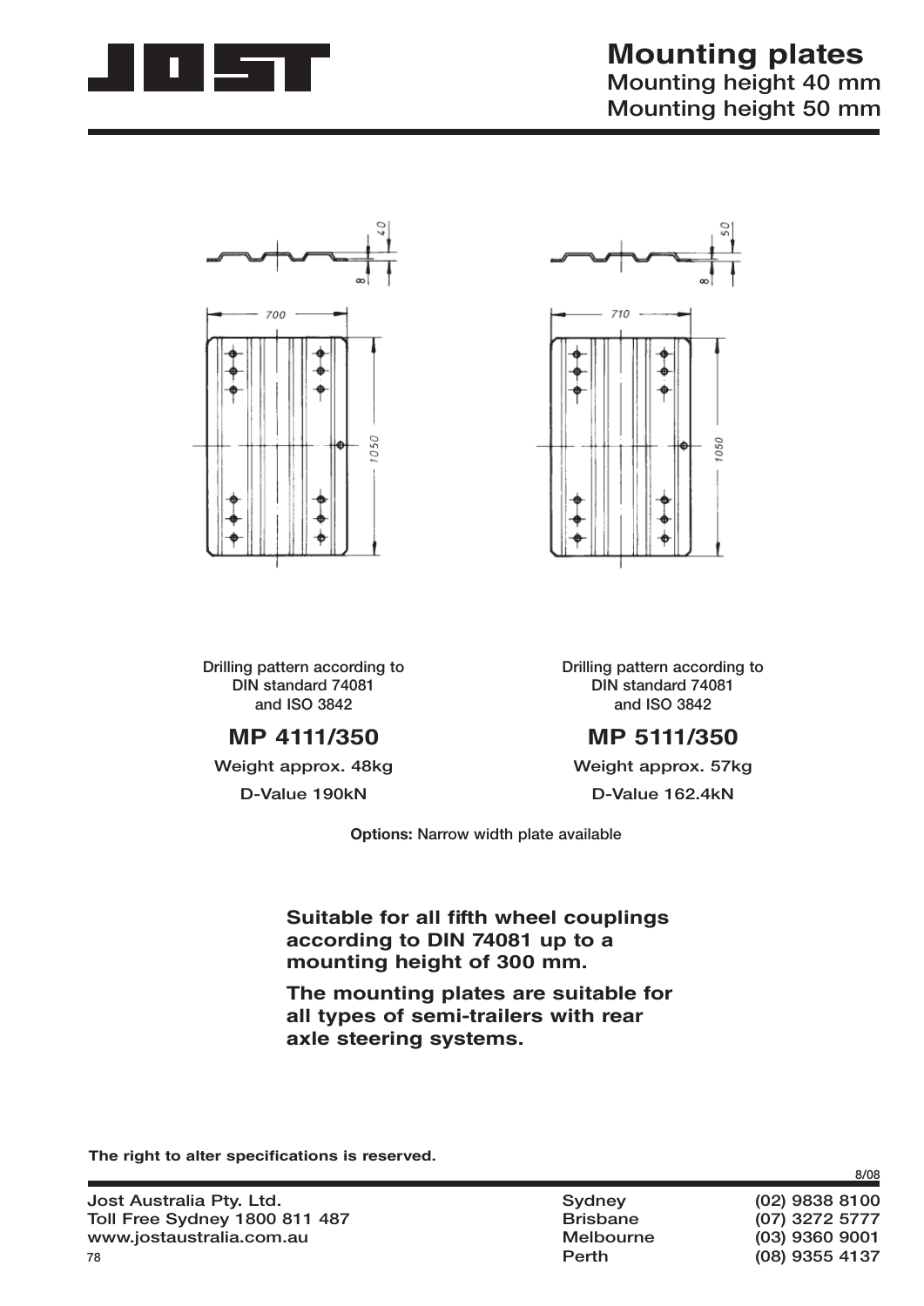# Mounting plates

## Mounting height 40 mm
## Mounting height 50 mm

Drilling pattern according to DIN standard 74081 and ISO 3842

### MP 4111/350

Weight approx. 48kg

D-Value 190kN

Drilling pattern according to DIN standard 74081 and ISO 3842

### MP 5111/350

Weight approx. 57kg

D-Value 162.4kN

**Options:** Narrow width plate available

**Suitable for all fifth wheel couplings according to DIN 74081 up to a mounting height of 300 mm.**

**The mounting plates are suitable for all types of semi-trailers with rear axle steering systems.**

**The right to alter specifications is reserved.**

8/08

Jost Australia Pty. Ltd.
Toll Free Sydney 1800 811 487
www.jostaustralia.com.au

| | |
|---|---|
| Sydney | (02) 9838 8100 |
| Brisbane | (07) 3272 5777 |
| Melbourne | (03) 9360 9001 |
| Perth | (08) 9355 4137 |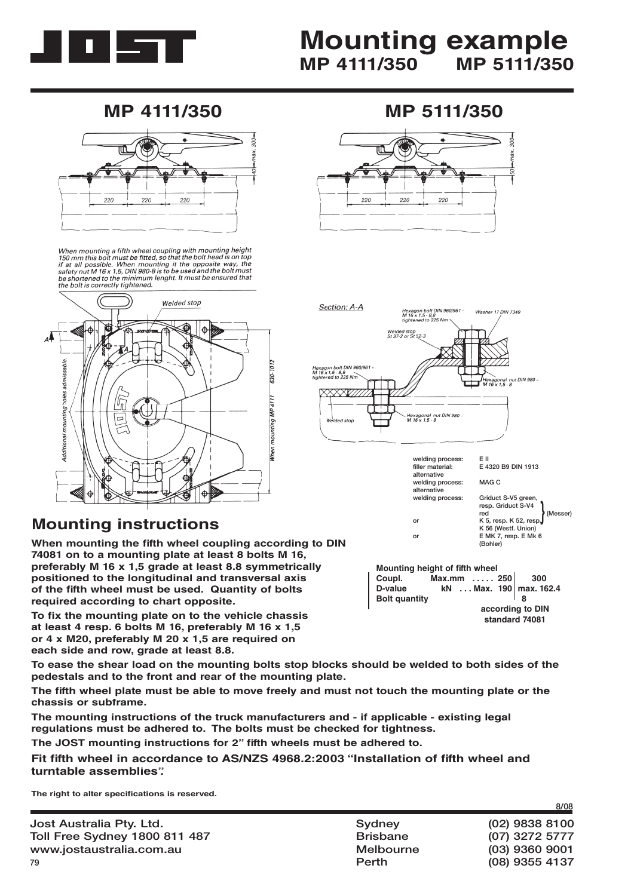# Mounting example

## MP 4111/350 MP 5111/350

## MP 4111/350

220 220 220

40 max. 300

## MP 5111/350

220 220 220

50 max. 300

*When mounting a fifth wheel coupling with mounting height 150 mm this bolt must be fitted, so that the bolt head is on top if at all possible. When mounting it the opposite way, the safety nut M 16 x 1,5, DIN 980-8 is to be used and the bolt must be shortened to the minimum lenght. It must be ensured that the bolt is correctly tightened.*

Welded stop

A

Additional mounting holes admissable

When mounting MP 4111 630-1012

*Section: A-A*

*Hexagon bolt DIN 960/961 – M 16 x 1,5 - 8,8 tightened to 225 Nm*

*Washer 17 DIN 7349*

*Welded stop St 37-2 or St 52-3*

*Hexagon bolt DIN 960/961 – M 16 x 1,5 - 8,8 tightered to 225 Nm*

*Hexagonal nut DIN 980 – M 16 x 1,5 - 8*

*Welded stop*

*Hexagonal nut DIN 980 – M 16 x 1,5 - 8*

| | |
|---|---|
| welding process: | E II |
| filler material: | E 4320 B9 DIN 1913 |
| alternative welding process: | MAG C |
| alternative welding process: | Griduct S-V5 green, resp. Griduct S-V4 red (Messer) |
| or | K 5, resp. K 52, resp. K 56 (Westf. Union) |
| or | E MK 7, resp. E Mk 6 (Bohler) |

**Mounting height of fifth wheel**

| Coupl. | Max.mm ..... 250 | 300 |
|---|---|---|
| D-value | kN ... Max. 190 | max. 162.4 |
| Bolt quantity | | 8 |
| | according to DIN standard 74081 | |

## Mounting instructions

**When mounting the fifth wheel coupling according to DIN 74081 on to a mounting plate at least 8 bolts M 16, preferably M 16 x 1,5 grade at least 8.8 symmetrically positioned to the longitudinal and transversal axis of the fifth wheel must be used. Quantity of bolts required according to chart opposite.**

**To fix the mounting plate on to the vehicle chassis at least 4 resp. 6 bolts M 16, preferably M 16 x 1,5 or 4 x M20, preferably M 20 x 1,5 are required on each side and row, grade at least 8.8.**

**To ease the shear load on the mounting bolts stop blocks should be welded to both sides of the pedestals and to the front and rear of the mounting plate.**

**The fifth wheel plate must be able to move freely and must not touch the mounting plate or the chassis or subframe.**

**The mounting instructions of the truck manufacturers and - if applicable - existing legal regulations must be adhered to. The bolts must be checked for tightness.**

**The JOST mounting instructions for 2" fifth wheels must be adhered to.**

**Fit fifth wheel in accordance to AS/NZS 4968.2:2003 "Installation of fifth wheel and turntable assemblies".**

**The right to alter specifications is reserved.**

8/08

Jost Australia Pty. Ltd.
Toll Free Sydney 1800 811 487
www.jostaustralia.com.au

| | |
|---|---|
| Sydney | (02) 9838 8100 |
| Brisbane | (07) 3272 5777 |
| Melbourne | (03) 9360 9001 |
| Perth | (08) 9355 4137 |